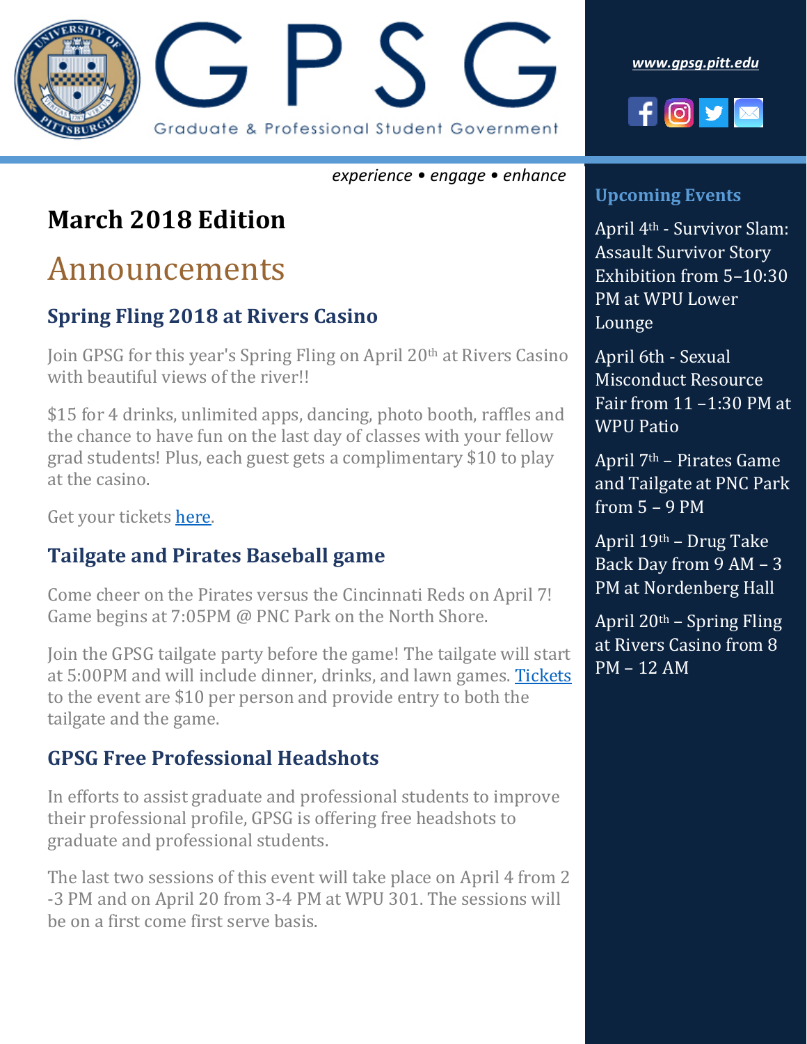# GPSG

Graduate & Professional Student Government

*www.gpsg.pitt.edu*

*experience • engage • enhance*

## March 2018 Edition

# Announcements

### Spring Fling 2018 at Rivers Casino

Join GPSG for this year's Spring Fling on April 20th at Rivers Casino with beautiful views of the river!!

$15 for 4 drinks, unlimited apps, dancing, photo booth, raffles and the chance to have fun on the last day of classes with your fellow grad students! Plus, each guest gets a complimentary $10 to play at the casino.

Get your tickets here.

### Tailgate and Pirates Baseball game

Come cheer on the Pirates versus the Cincinnati Reds on April 7! Game begins at 7:05PM @ PNC Park on the North Shore.

Join the GPSG tailgate party before the game! The tailgate will start at 5:00PM and will include dinner, drinks, and lawn games. Tickets to the event are $10 per person and provide entry to both the tailgate and the game.

### GPSG Free Professional Headshots

In efforts to assist graduate and professional students to improve their professional profile, GPSG is offering free headshots to graduate and professional students.

The last two sessions of this event will take place on April 4 from 2 -3 PM and on April 20 from 3-4 PM at WPU 301. The sessions will be on a first come first serve basis.

### Upcoming Events

April 4th - Survivor Slam: Assault Survivor Story Exhibition from 5–10:30 PM at WPU Lower Lounge

April 6th - Sexual Misconduct Resource Fair from 11 –1:30 PM at WPU Patio

April 7th – Pirates Game and Tailgate at PNC Park from 5 – 9 PM

April 19th – Drug Take Back Day from 9 AM – 3 PM at Nordenberg Hall

April 20th – Spring Fling at Rivers Casino from 8 PM – 12 AM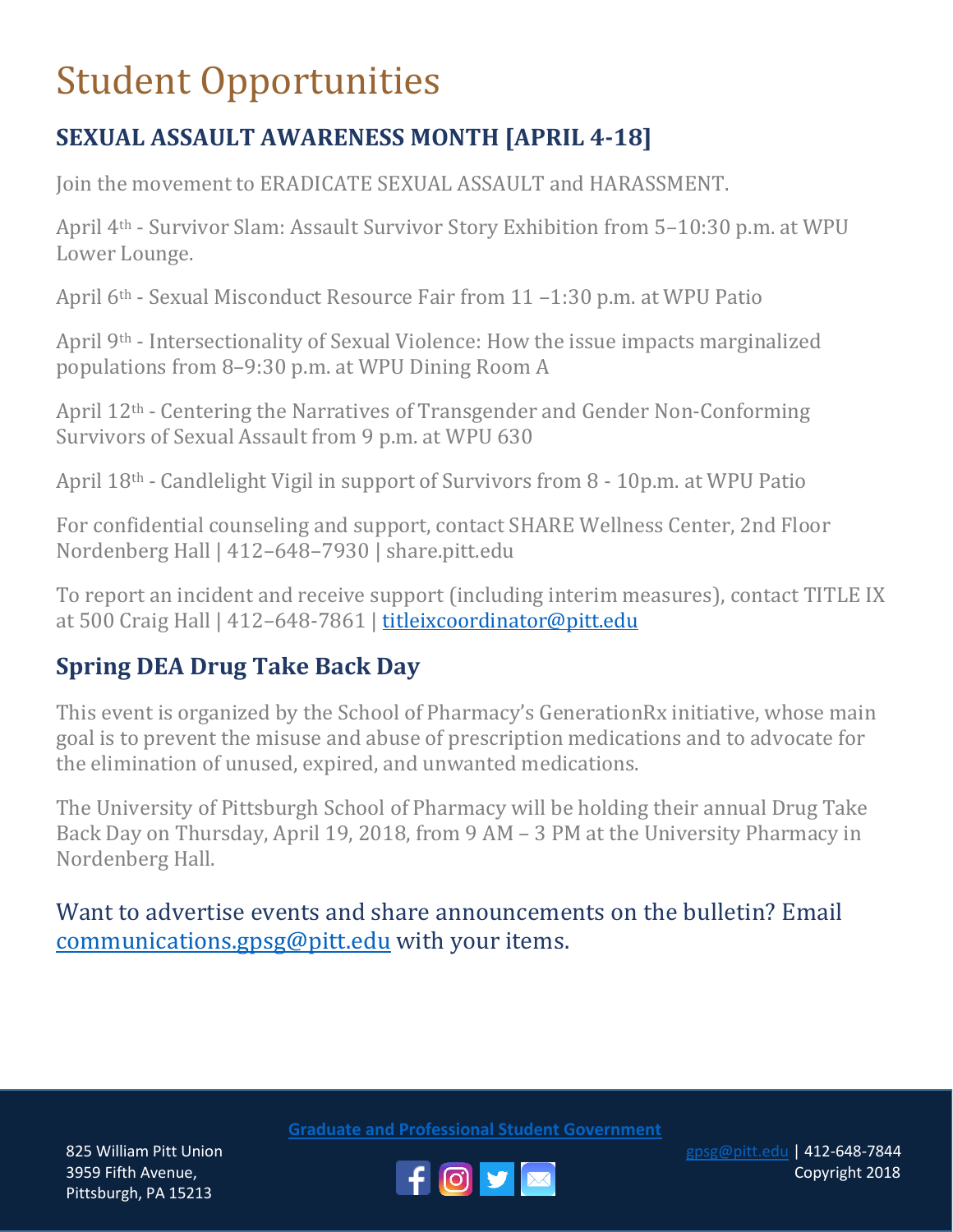# Student Opportunities

## SEXUAL ASSAULT AWARENESS MONTH [APRIL 4-18]

Join the movement to ERADICATE SEXUAL ASSAULT and HARASSMENT.

April 4th - Survivor Slam: Assault Survivor Story Exhibition from 5–10:30 p.m. at WPU Lower Lounge.

April 6th - Sexual Misconduct Resource Fair from 11 –1:30 p.m. at WPU Patio

April 9th - Intersectionality of Sexual Violence: How the issue impacts marginalized populations from 8–9:30 p.m. at WPU Dining Room A

April 12th - Centering the Narratives of Transgender and Gender Non-Conforming Survivors of Sexual Assault from 9 p.m. at WPU 630

April 18th - Candlelight Vigil in support of Survivors from 8 - 10p.m. at WPU Patio

For confidential counseling and support, contact SHARE Wellness Center, 2nd Floor Nordenberg Hall | 412–648–7930 | share.pitt.edu

To report an incident and receive support (including interim measures), contact TITLE IX at 500 Craig Hall | 412–648-7861 | titleixcoordinator@pitt.edu

## Spring DEA Drug Take Back Day

This event is organized by the School of Pharmacy's GenerationRx initiative, whose main goal is to prevent the misuse and abuse of prescription medications and to advocate for the elimination of unused, expired, and unwanted medications.

The University of Pittsburgh School of Pharmacy will be holding their annual Drug Take Back Day on Thursday, April 19, 2018, from 9 AM – 3 PM at the University Pharmacy in Nordenberg Hall.

Want to advertise events and share announcements on the bulletin? Email communications.gpsg@pitt.edu with your items.

Graduate and Professional Student Government

825 William Pitt Union
3959 Fifth Avenue,
Pittsburgh, PA 15213

gpsg@pitt.edu | 412-648-7844
Copyright 2018